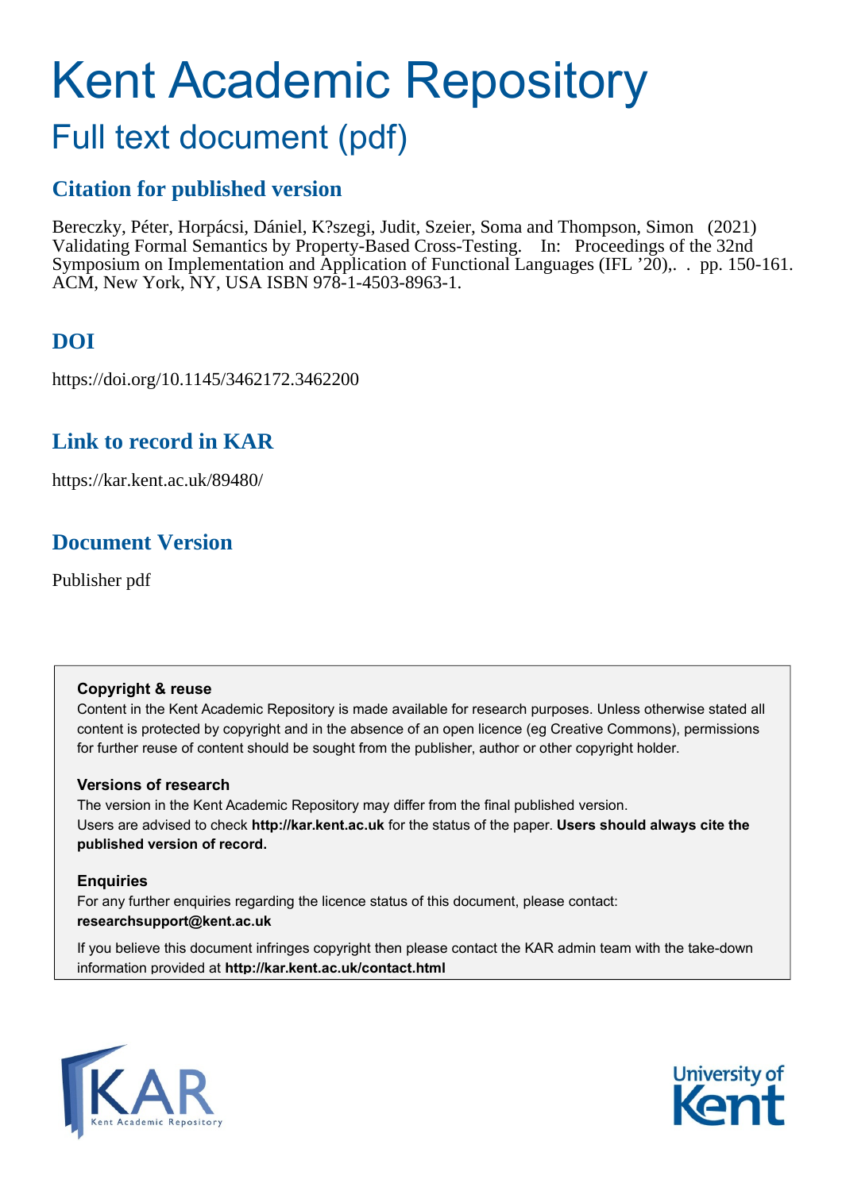# Kent Academic Repository

## Full text document (pdf)

### Citation for published version

Bereczky, Péter, Horpácsi, Dániel, K?szegi, Judit, Szeier, Soma and Thompson, Simon (2021) Validating Formal Semantics by Property-Based Cross-Testing. In: Proceedings of the 32nd Symposium on Implementation and Application of Functional Languages (IFL '20),. . pp. 150-161. ACM, New York, NY, USA ISBN 978-1-4503-8963-1.

### DOI

https://doi.org/10.1145/3462172.3462200

### Link to record in KAR

https://kar.kent.ac.uk/89480/

### Document Version

Publisher pdf

**Copyright & reuse**

Content in the Kent Academic Repository is made available for research purposes. Unless otherwise stated all content is protected by copyright and in the absence of an open licence (eg Creative Commons), permissions for further reuse of content should be sought from the publisher, author or other copyright holder.

**Versions of research**

The version in the Kent Academic Repository may differ from the final published version. Users are advised to check **http://kar.kent.ac.uk** for the status of the paper. **Users should always cite the published version of record.**

**Enquiries**

For any further enquiries regarding the licence status of this document, please contact: **researchsupport@kent.ac.uk**

If you believe this document infringes copyright then please contact the KAR admin team with the take-down information provided at **http://kar.kent.ac.uk/contact.html**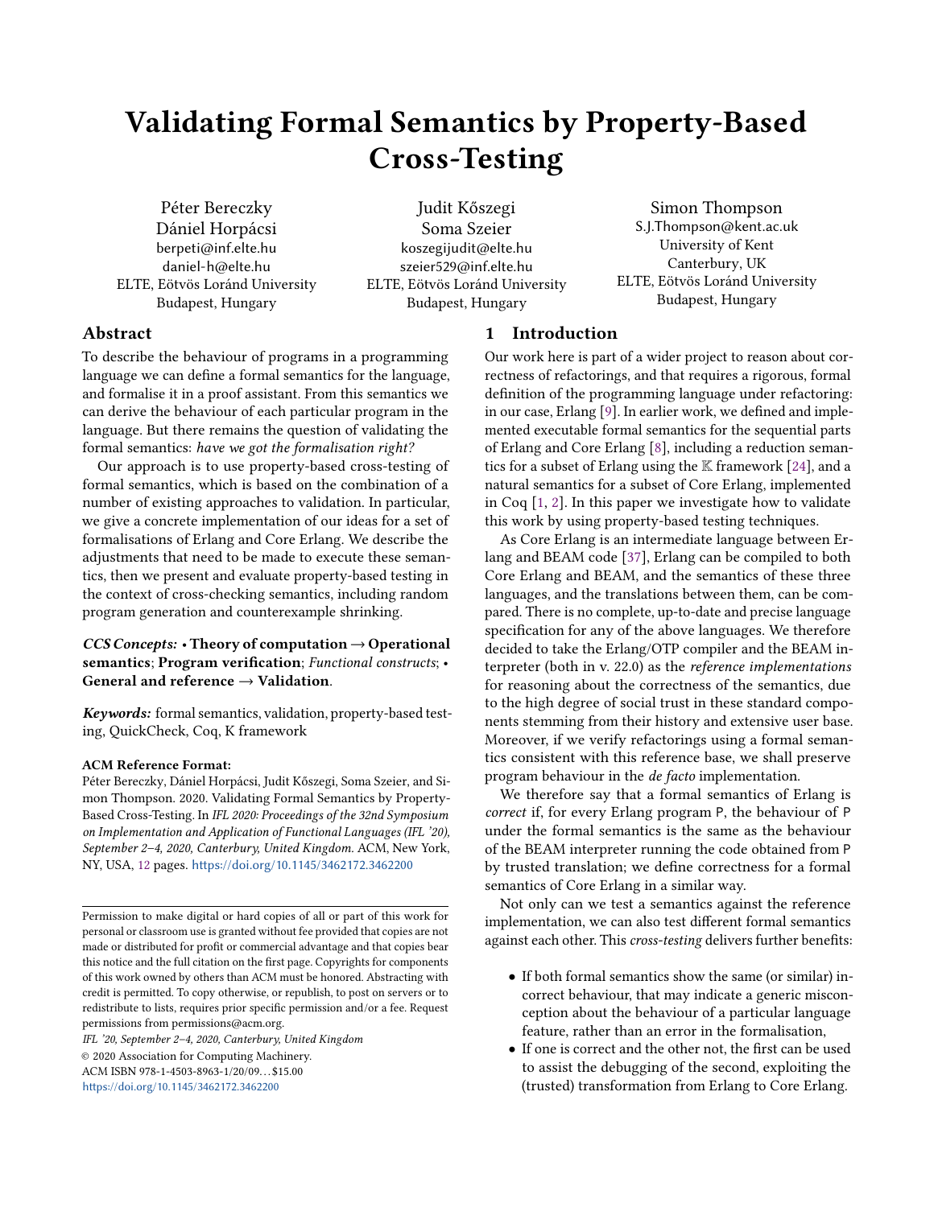# Validating Formal Semantics by Property-Based Cross-Testing

Péter Bereczky
Dániel Horpácsi
berpeti@inf.elte.hu
daniel-h@elte.hu
ELTE, Eötvös Loránd University
Budapest, Hungary

Judit Kőszegi
Soma Szeier
koszegijudit@elte.hu
szeier529@inf.elte.hu
ELTE, Eötvös Loránd University
Budapest, Hungary

Simon Thompson
S.J.Thompson@kent.ac.uk
University of Kent
Canterbury, UK
ELTE, Eötvös Loránd University
Budapest, Hungary

## Abstract

To describe the behaviour of programs in a programming language we can define a formal semantics for the language, and formalise it in a proof assistant. From this semantics we can derive the behaviour of each particular program in the language. But there remains the question of validating the formal semantics: *have we got the formalisation right?*

Our approach is to use property-based cross-testing of formal semantics, which is based on the combination of a number of existing approaches to validation. In particular, we give a concrete implementation of our ideas for a set of formalisations of Erlang and Core Erlang. We describe the adjustments that need to be made to execute these semantics, then we present and evaluate property-based testing in the context of cross-checking semantics, including random program generation and counterexample shrinking.

***CCS Concepts:*** • **Theory of computation** → **Operational semantics**; **Program verification**; *Functional constructs*; • **General and reference** → **Validation**.

***Keywords:*** formal semantics, validation, property-based testing, QuickCheck, Coq, K framework

**ACM Reference Format:**
Péter Bereczky, Dániel Horpácsi, Judit Kőszegi, Soma Szeier, and Simon Thompson. 2020. Validating Formal Semantics by Property-Based Cross-Testing. In *IFL 2020: Proceedings of the 32nd Symposium on Implementation and Application of Functional Languages (IFL '20), September 2–4, 2020, Canterbury, United Kingdom.* ACM, New York, NY, USA, 12 pages. https://doi.org/10.1145/3462172.3462200

Permission to make digital or hard copies of all or part of this work for personal or classroom use is granted without fee provided that copies are not made or distributed for profit or commercial advantage and that copies bear this notice and the full citation on the first page. Copyrights for components of this work owned by others than ACM must be honored. Abstracting with credit is permitted. To copy otherwise, or republish, to post on servers or to redistribute to lists, requires prior specific permission and/or a fee. Request permissions from permissions@acm.org.
*IFL '20, September 2–4, 2020, Canterbury, United Kingdom*
© 2020 Association for Computing Machinery.
ACM ISBN 978-1-4503-8963-1/20/09…$15.00
https://doi.org/10.1145/3462172.3462200

## 1 Introduction

Our work here is part of a wider project to reason about correctness of refactorings, and that requires a rigorous, formal definition of the programming language under refactoring: in our case, Erlang [9]. In earlier work, we defined and implemented executable formal semantics for the sequential parts of Erlang and Core Erlang [8], including a reduction semantics for a subset of Erlang using the 𝕂 framework [24], and a natural semantics for a subset of Core Erlang, implemented in Coq [1, 2]. In this paper we investigate how to validate this work by using property-based testing techniques.

As Core Erlang is an intermediate language between Erlang and BEAM code [37], Erlang can be compiled to both Core Erlang and BEAM, and the semantics of these three languages, and the translations between them, can be compared. There is no complete, up-to-date and precise language specification for any of the above languages. We therefore decided to take the Erlang/OTP compiler and the BEAM interpreter (both in v. 22.0) as the *reference implementations* for reasoning about the correctness of the semantics, due to the high degree of social trust in these standard components stemming from their history and extensive user base. Moreover, if we verify refactorings using a formal semantics consistent with this reference base, we shall preserve program behaviour in the *de facto* implementation.

We therefore say that a formal semantics of Erlang is *correct* if, for every Erlang program P, the behaviour of P under the formal semantics is the same as the behaviour of the BEAM interpreter running the code obtained from P by trusted translation; we define correctness for a formal semantics of Core Erlang in a similar way.

Not only can we test a semantics against the reference implementation, we can also test different formal semantics against each other. This *cross-testing* delivers further benefits:

- If both formal semantics show the same (or similar) incorrect behaviour, that may indicate a generic misconception about the behaviour of a particular language feature, rather than an error in the formalisation,
- If one is correct and the other not, the first can be used to assist the debugging of the second, exploiting the (trusted) transformation from Erlang to Core Erlang.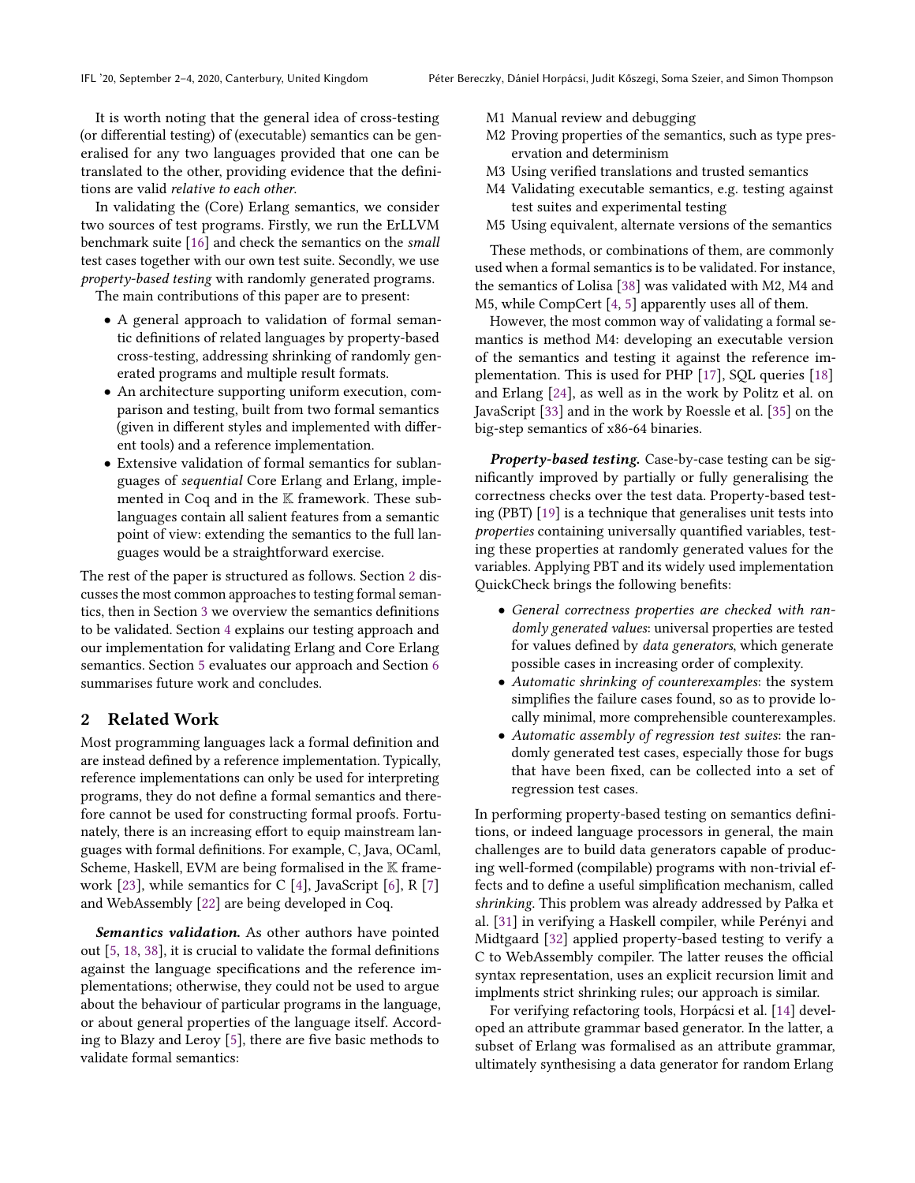It is worth noting that the general idea of cross-testing (or differential testing) of (executable) semantics can be generalised for any two languages provided that one can be translated to the other, providing evidence that the definitions are valid *relative to each other*.

In validating the (Core) Erlang semantics, we consider two sources of test programs. Firstly, we run the ErLLVM benchmark suite [16] and check the semantics on the *small* test cases together with our own test suite. Secondly, we use *property-based testing* with randomly generated programs.

The main contributions of this paper are to present:

- A general approach to validation of formal semantic definitions of related languages by property-based cross-testing, addressing shrinking of randomly generated programs and multiple result formats.
- An architecture supporting uniform execution, comparison and testing, built from two formal semantics (given in different styles and implemented with different tools) and a reference implementation.
- Extensive validation of formal semantics for sublanguages of *sequential* Core Erlang and Erlang, implemented in Coq and in the $\mathbb{K}$ framework. These sublanguages contain all salient features from a semantic point of view: extending the semantics to the full languages would be a straightforward exercise.

The rest of the paper is structured as follows. Section 2 discusses the most common approaches to testing formal semantics, then in Section 3 we overview the semantics definitions to be validated. Section 4 explains our testing approach and our implementation for validating Erlang and Core Erlang semantics. Section 5 evaluates our approach and Section 6 summarises future work and concludes.

## 2 Related Work

Most programming languages lack a formal definition and are instead defined by a reference implementation. Typically, reference implementations can only be used for interpreting programs, they do not define a formal semantics and therefore cannot be used for constructing formal proofs. Fortunately, there is an increasing effort to equip mainstream languages with formal definitions. For example, C, Java, OCaml, Scheme, Haskell, EVM are being formalised in the $\mathbb{K}$ framework [23], while semantics for C [4], JavaScript [6], R [7] and WebAssembly [22] are being developed in Coq.

***Semantics validation.*** As other authors have pointed out [5, 18, 38], it is crucial to validate the formal definitions against the language specifications and the reference implementations; otherwise, they could not be used to argue about the behaviour of particular programs in the language, or about general properties of the language itself. According to Blazy and Leroy [5], there are five basic methods to validate formal semantics:

- M1 Manual review and debugging
- M2 Proving properties of the semantics, such as type preservation and determinism
- M3 Using verified translations and trusted semantics
- M4 Validating executable semantics, e.g. testing against test suites and experimental testing
- M5 Using equivalent, alternate versions of the semantics

These methods, or combinations of them, are commonly used when a formal semantics is to be validated. For instance, the semantics of Lolisa [38] was validated with M2, M4 and M5, while CompCert [4, 5] apparently uses all of them.

However, the most common way of validating a formal semantics is method M4: developing an executable version of the semantics and testing it against the reference implementation. This is used for PHP [17], SQL queries [18] and Erlang [24], as well as in the work by Politz et al. on JavaScript [33] and in the work by Roessle et al. [35] on the big-step semantics of x86-64 binaries.

***Property-based testing.*** Case-by-case testing can be significantly improved by partially or fully generalising the correctness checks over the test data. Property-based testing (PBT) [19] is a technique that generalises unit tests into *properties* containing universally quantified variables, testing these properties at randomly generated values for the variables. Applying PBT and its widely used implementation QuickCheck brings the following benefits:

- *General correctness properties are checked with randomly generated values*: universal properties are tested for values defined by *data generators*, which generate possible cases in increasing order of complexity.
- *Automatic shrinking of counterexamples*: the system simplifies the failure cases found, so as to provide locally minimal, more comprehensible counterexamples.
- *Automatic assembly of regression test suites*: the randomly generated test cases, especially those for bugs that have been fixed, can be collected into a set of regression test cases.

In performing property-based testing on semantics definitions, or indeed language processors in general, the main challenges are to build data generators capable of producing well-formed (compilable) programs with non-trivial effects and to define a useful simplification mechanism, called *shrinking*. This problem was already addressed by Pałka et al. [31] in verifying a Haskell compiler, while Perényi and Midtgaard [32] applied property-based testing to verify a C to WebAssembly compiler. The latter reuses the official syntax representation, uses an explicit recursion limit and implments strict shrinking rules; our approach is similar.

For verifying refactoring tools, Horpácsi et al. [14] developed an attribute grammar based generator. In the latter, a subset of Erlang was formalised as an attribute grammar, ultimately synthesising a data generator for random Erlang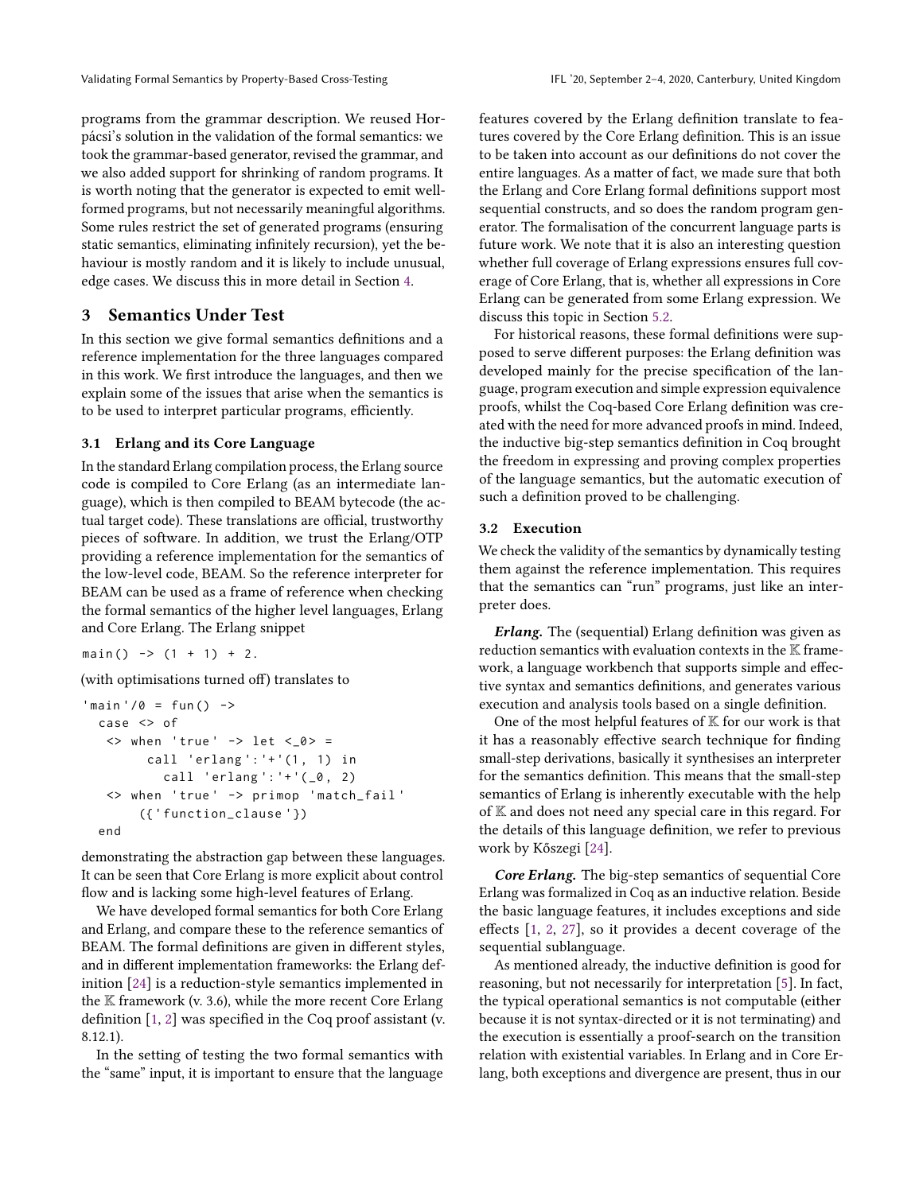programs from the grammar description. We reused Horpácsi's solution in the validation of the formal semantics: we took the grammar-based generator, revised the grammar, and we also added support for shrinking of random programs. It is worth noting that the generator is expected to emit well-formed programs, but not necessarily meaningful algorithms. Some rules restrict the set of generated programs (ensuring static semantics, eliminating infinitely recursion), yet the behaviour is mostly random and it is likely to include unusual, edge cases. We discuss this in more detail in Section 4.

## 3 Semantics Under Test

In this section we give formal semantics definitions and a reference implementation for the three languages compared in this work. We first introduce the languages, and then we explain some of the issues that arise when the semantics is to be used to interpret particular programs, efficiently.

### 3.1 Erlang and its Core Language

In the standard Erlang compilation process, the Erlang source code is compiled to Core Erlang (as an intermediate language), which is then compiled to BEAM bytecode (the actual target code). These translations are official, trustworthy pieces of software. In addition, we trust the Erlang/OTP providing a reference implementation for the semantics of the low-level code, BEAM. So the reference interpreter for BEAM can be used as a frame of reference when checking the formal semantics of the higher level languages, Erlang and Core Erlang. The Erlang snippet

```
main() -> (1 + 1) + 2.
```

(with optimisations turned off) translates to

```
'main'/0 = fun() ->
  case <> of
   <> when 'true' -> let <_0> =
        call 'erlang':'+'(1, 1) in
          call 'erlang':'+'(_0, 2)
   <> when 'true' -> primop 'match_fail'
        ({'function_clause'})
  end
```

demonstrating the abstraction gap between these languages. It can be seen that Core Erlang is more explicit about control flow and is lacking some high-level features of Erlang.

We have developed formal semantics for both Core Erlang and Erlang, and compare these to the reference semantics of BEAM. The formal definitions are given in different styles, and in different implementation frameworks: the Erlang definition [24] is a reduction-style semantics implemented in the $\mathbb{K}$ framework (v. 3.6), while the more recent Core Erlang definition [1, 2] was specified in the Coq proof assistant (v. 8.12.1).

In the setting of testing the two formal semantics with the "same" input, it is important to ensure that the language features covered by the Erlang definition translate to features covered by the Core Erlang definition. This is an issue to be taken into account as our definitions do not cover the entire languages. As a matter of fact, we made sure that both the Erlang and Core Erlang formal definitions support most sequential constructs, and so does the random program generator. The formalisation of the concurrent language parts is future work. We note that it is also an interesting question whether full coverage of Erlang expressions ensures full coverage of Core Erlang, that is, whether all expressions in Core Erlang can be generated from some Erlang expression. We discuss this topic in Section 5.2.

For historical reasons, these formal definitions were supposed to serve different purposes: the Erlang definition was developed mainly for the precise specification of the language, program execution and simple expression equivalence proofs, whilst the Coq-based Core Erlang definition was created with the need for more advanced proofs in mind. Indeed, the inductive big-step semantics definition in Coq brought the freedom in expressing and proving complex properties of the language semantics, but the automatic execution of such a definition proved to be challenging.

### 3.2 Execution

We check the validity of the semantics by dynamically testing them against the reference implementation. This requires that the semantics can "run" programs, just like an interpreter does.

***Erlang.*** The (sequential) Erlang definition was given as reduction semantics with evaluation contexts in the $\mathbb{K}$ framework, a language workbench that supports simple and effective syntax and semantics definitions, and generates various execution and analysis tools based on a single definition.

One of the most helpful features of $\mathbb{K}$ for our work is that it has a reasonably effective search technique for finding small-step derivations, basically it synthesises an interpreter for the semantics definition. This means that the small-step semantics of Erlang is inherently executable with the help of $\mathbb{K}$ and does not need any special care in this regard. For the details of this language definition, we refer to previous work by Kőszegi [24].

***Core Erlang.*** The big-step semantics of sequential Core Erlang was formalized in Coq as an inductive relation. Beside the basic language features, it includes exceptions and side effects [1, 2, 27], so it provides a decent coverage of the sequential sublanguage.

As mentioned already, the inductive definition is good for reasoning, but not necessarily for interpretation [5]. In fact, the typical operational semantics is not computable (either because it is not syntax-directed or it is not terminating) and the execution is essentially a proof-search on the transition relation with existential variables. In Erlang and in Core Erlang, both exceptions and divergence are present, thus in our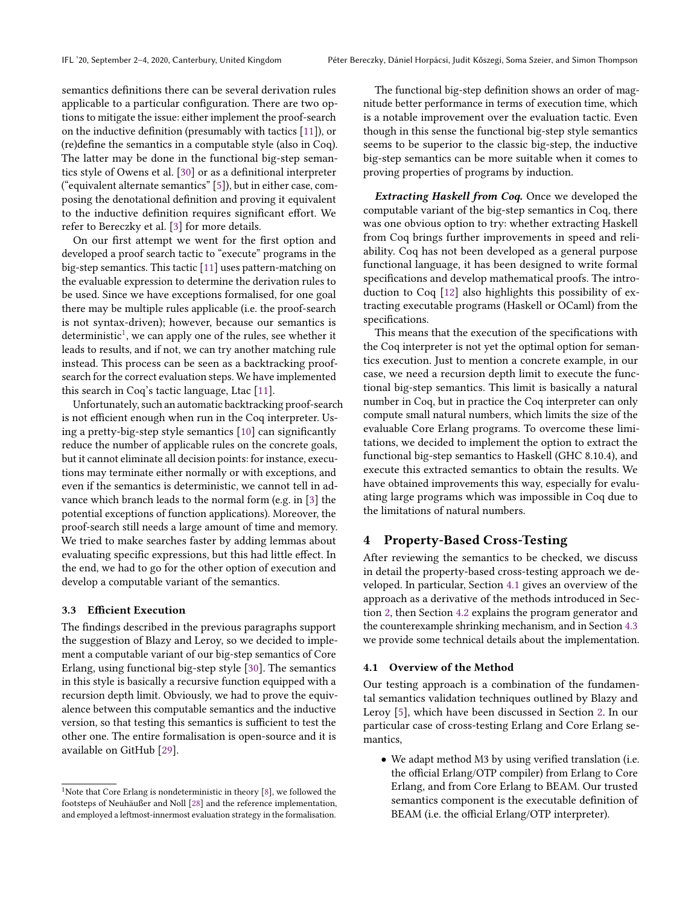semantics definitions there can be several derivation rules applicable to a particular configuration. There are two options to mitigate the issue: either implement the proof-search on the inductive definition (presumably with tactics [11]), or (re)define the semantics in a computable style (also in Coq). The latter may be done in the functional big-step semantics style of Owens et al. [30] or as a definitional interpreter ("equivalent alternate semantics" [5]), but in either case, composing the denotational definition and proving it equivalent to the inductive definition requires significant effort. We refer to Bereczky et al. [3] for more details.

On our first attempt we went for the first option and developed a proof search tactic to "execute" programs in the big-step semantics. This tactic [11] uses pattern-matching on the evaluable expression to determine the derivation rules to be used. Since we have exceptions formalised, for one goal there may be multiple rules applicable (i.e. the proof-search is not syntax-driven); however, because our semantics is deterministic[1], we can apply one of the rules, see whether it leads to results, and if not, we can try another matching rule instead. This process can be seen as a backtracking proof-search for the correct evaluation steps. We have implemented this search in Coq's tactic language, Ltac [11].

Unfortunately, such an automatic backtracking proof-search is not efficient enough when run in the Coq interpreter. Using a pretty-big-step style semantics [10] can significantly reduce the number of applicable rules on the concrete goals, but it cannot eliminate all decision points: for instance, executions may terminate either normally or with exceptions, and even if the semantics is deterministic, we cannot tell in advance which branch leads to the normal form (e.g. in [3] the potential exceptions of function applications). Moreover, the proof-search still needs a large amount of time and memory. We tried to make searches faster by adding lemmas about evaluating specific expressions, but this had little effect. In the end, we had to go for the other option of execution and develop a computable variant of the semantics.

### 3.3 Efficient Execution

The findings described in the previous paragraphs support the suggestion of Blazy and Leroy, so we decided to implement a computable variant of our big-step semantics of Core Erlang, using functional big-step style [30]. The semantics in this style is basically a recursive function equipped with a recursion depth limit. Obviously, we had to prove the equivalence between this computable semantics and the inductive version, so that testing this semantics is sufficient to test the other one. The entire formalisation is open-source and it is available on GitHub [29].

[1]Note that Core Erlang is nondeterministic in theory [8], we followed the footsteps of Neuhäußer and Noll [28] and the reference implementation, and employed a leftmost-innermost evaluation strategy in the formalisation.

The functional big-step definition shows an order of magnitude better performance in terms of execution time, which is a notable improvement over the evaluation tactic. Even though in this sense the functional big-step style semantics seems to be superior to the classic big-step, the inductive big-step semantics can be more suitable when it comes to proving properties of programs by induction.

***Extracting Haskell from Coq.*** Once we developed the computable variant of the big-step semantics in Coq, there was one obvious option to try: whether extracting Haskell from Coq brings further improvements in speed and reliability. Coq has not been developed as a general purpose functional language, it has been designed to write formal specifications and develop mathematical proofs. The introduction to Coq [12] also highlights this possibility of extracting executable programs (Haskell or OCaml) from the specifications.

This means that the execution of the specifications with the Coq interpreter is not yet the optimal option for semantics execution. Just to mention a concrete example, in our case, we need a recursion depth limit to execute the functional big-step semantics. This limit is basically a natural number in Coq, but in practice the Coq interpreter can only compute small natural numbers, which limits the size of the evaluable Core Erlang programs. To overcome these limitations, we decided to implement the option to extract the functional big-step semantics to Haskell (GHC 8.10.4), and execute this extracted semantics to obtain the results. We have obtained improvements this way, especially for evaluating large programs which was impossible in Coq due to the limitations of natural numbers.

## 4 Property-Based Cross-Testing

After reviewing the semantics to be checked, we discuss in detail the property-based cross-testing approach we developed. In particular, Section 4.1 gives an overview of the approach as a derivative of the methods introduced in Section 2, then Section 4.2 explains the program generator and the counterexample shrinking mechanism, and in Section 4.3 we provide some technical details about the implementation.

### 4.1 Overview of the Method

Our testing approach is a combination of the fundamental semantics validation techniques outlined by Blazy and Leroy [5], which have been discussed in Section 2. In our particular case of cross-testing Erlang and Core Erlang semantics,

- We adapt method M3 by using verified translation (i.e. the official Erlang/OTP compiler) from Erlang to Core Erlang, and from Core Erlang to BEAM. Our trusted semantics component is the executable definition of BEAM (i.e. the official Erlang/OTP interpreter).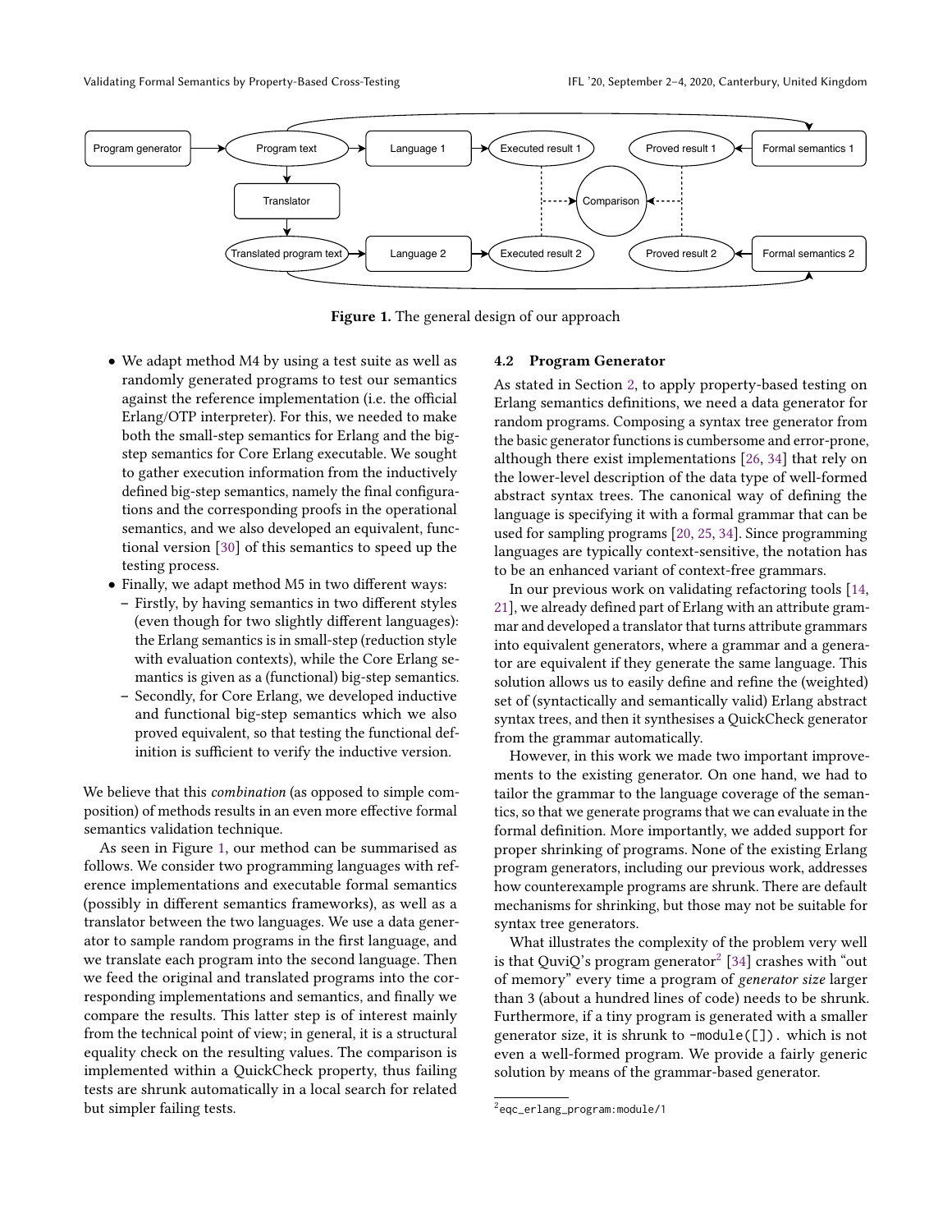Figure 1. The general design of our approach

- We adapt method M4 by using a test suite as well as randomly generated programs to test our semantics against the reference implementation (i.e. the official Erlang/OTP interpreter). For this, we needed to make both the small-step semantics for Erlang and the big-step semantics for Core Erlang executable. We sought to gather execution information from the inductively defined big-step semantics, namely the final configurations and the corresponding proofs in the operational semantics, and we also developed an equivalent, functional version [30] of this semantics to speed up the testing process.
- Finally, we adapt method M5 in two different ways:
  - Firstly, by having semantics in two different styles (even though for two slightly different languages): the Erlang semantics is in small-step (reduction style with evaluation contexts), while the Core Erlang semantics is given as a (functional) big-step semantics.
  - Secondly, for Core Erlang, we developed inductive and functional big-step semantics which we also proved equivalent, so that testing the functional definition is sufficient to verify the inductive version.

We believe that this *combination* (as opposed to simple composition) of methods results in an even more effective formal semantics validation technique.

As seen in Figure 1, our method can be summarised as follows. We consider two programming languages with reference implementations and executable formal semantics (possibly in different semantics frameworks), as well as a translator between the two languages. We use a data generator to sample random programs in the first language, and we translate each program into the second language. Then we feed the original and translated programs into the corresponding implementations and semantics, and finally we compare the results. This latter step is of interest mainly from the technical point of view; in general, it is a structural equality check on the resulting values. The comparison is implemented within a QuickCheck property, thus failing tests are shrunk automatically in a local search for related but simpler failing tests.

### 4.2 Program Generator

As stated in Section 2, to apply property-based testing on Erlang semantics definitions, we need a data generator for random programs. Composing a syntax tree generator from the basic generator functions is cumbersome and error-prone, although there exist implementations [26, 34] that rely on the lower-level description of the data type of well-formed abstract syntax trees. The canonical way of defining the language is specifying it with a formal grammar that can be used for sampling programs [20, 25, 34]. Since programming languages are typically context-sensitive, the notation has to be an enhanced variant of context-free grammars.

In our previous work on validating refactoring tools [14, 21], we already defined part of Erlang with an attribute grammar and developed a translator that turns attribute grammars into equivalent generators, where a grammar and a generator are equivalent if they generate the same language. This solution allows us to easily define and refine the (weighted) set of (syntactically and semantically valid) Erlang abstract syntax trees, and then it synthesises a QuickCheck generator from the grammar automatically.

However, in this work we made two important improvements to the existing generator. On one hand, we had to tailor the grammar to the language coverage of the semantics, so that we generate programs that we can evaluate in the formal definition. More importantly, we added support for proper shrinking of programs. None of the existing Erlang program generators, including our previous work, addresses how counterexample programs are shrunk. There are default mechanisms for shrinking, but those may not be suitable for syntax tree generators.

What illustrates the complexity of the problem very well is that QuviQ's program generator[2] [34] crashes with "out of memory" every time a program of *generator size* larger than 3 (about a hundred lines of code) needs to be shrunk. Furthermore, if a tiny program is generated with a smaller generator size, it is shrunk to `-module([]).` which is not even a well-formed program. We provide a fairly generic solution by means of the grammar-based generator.

[2] `eqc_erlang_program:module/1`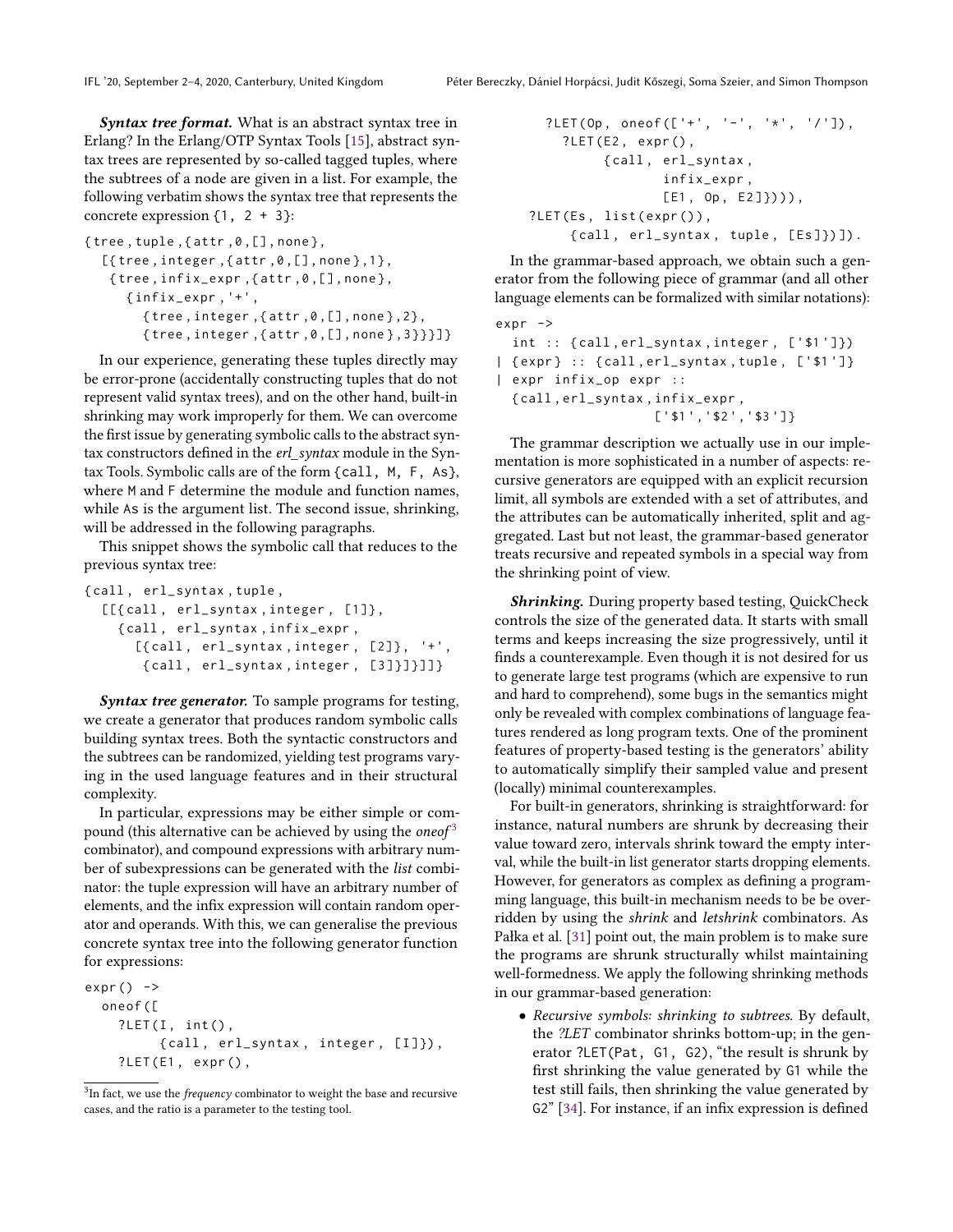***Syntax tree format.*** What is an abstract syntax tree in Erlang? In the Erlang/OTP Syntax Tools [15], abstract syntax trees are represented by so-called tagged tuples, where the subtrees of a node are given in a list. For example, the following verbatim shows the syntax tree that represents the concrete expression `{1, 2 + 3}`:

```
{tree,tuple,{attr,0,[],none},
  [{tree,integer,{attr,0,[],none},1},
   {tree,infix_expr,{attr,0,[],none},
     {infix_expr,'+',
       {tree,integer,{attr,0,[],none},2},
       {tree,integer,{attr,0,[],none},3}}}]}
```

In our experience, generating these tuples directly may be error-prone (accidentally constructing tuples that do not represent valid syntax trees), and on the other hand, built-in shrinking may work improperly for them. We can overcome the first issue by generating symbolic calls to the abstract syntax constructors defined in the *erl_syntax* module in the Syntax Tools. Symbolic calls are of the form `{call, M, F, As}`, where `M` and `F` determine the module and function names, while `As` is the argument list. The second issue, shrinking, will be addressed in the following paragraphs.

This snippet shows the symbolic call that reduces to the previous syntax tree:

```
{call, erl_syntax,tuple,
  [[{call, erl_syntax,integer, [1]},
    {call, erl_syntax,infix_expr,
      [{call, erl_syntax,integer, [2]}, '+',
       {call, erl_syntax,integer, [3]}]}]]}
```

***Syntax tree generator.*** To sample programs for testing, we create a generator that produces random symbolic calls building syntax trees. Both the syntactic constructors and the subtrees can be randomized, yielding test programs varying in the used language features and in their structural complexity.

In particular, expressions may be either simple or compound (this alternative can be achieved by using the *oneof*[3] combinator), and compound expressions with arbitrary number of subexpressions can be generated with the *list* combinator: the tuple expression will have an arbitrary number of elements, and the infix expression will contain random operator and operands. With this, we can generalise the previous concrete syntax tree into the following generator function for expressions:

```
expr() ->
  oneof([
    ?LET(I, int(),
         {call, erl_syntax, integer, [I]}),
    ?LET(E1, expr(),
      ?LET(Op, oneof(['+', '-', '*', '/']),
        ?LET(E2, expr(),
             {call, erl_syntax,
                    infix_expr,
                    [E1, Op, E2]}))),
  ?LET(Es, list(expr()),
       {call, erl_syntax, tuple, [Es]})]).
```

[3] In fact, we use the *frequency* combinator to weight the base and recursive cases, and the ratio is a parameter to the testing tool.

In the grammar-based approach, we obtain such a generator from the following piece of grammar (and all other language elements can be formalized with similar notations):

```
expr ->
  int :: {call,erl_syntax,integer, ['$1']})
| {expr} :: {call,erl_syntax,tuple, ['$1']}
| expr infix_op expr ::
  {call,erl_syntax,infix_expr,
                  ['$1','$2','$3']}
```

The grammar description we actually use in our implementation is more sophisticated in a number of aspects: recursive generators are equipped with an explicit recursion limit, all symbols are extended with a set of attributes, and the attributes can be automatically inherited, split and aggregated. Last but not least, the grammar-based generator treats recursive and repeated symbols in a special way from the shrinking point of view.

***Shrinking.*** During property based testing, QuickCheck controls the size of the generated data. It starts with small terms and keeps increasing the size progressively, until it finds a counterexample. Even though it is not desired for us to generate large test programs (which are expensive to run and hard to comprehend), some bugs in the semantics might only be revealed with complex combinations of language features rendered as long program texts. One of the prominent features of property-based testing is the generators' ability to automatically simplify their sampled value and present (locally) minimal counterexamples.

For built-in generators, shrinking is straightforward: for instance, natural numbers are shrunk by decreasing their value toward zero, intervals shrink toward the empty interval, while the built-in list generator starts dropping elements. However, for generators as complex as defining a programming language, this built-in mechanism needs to be overridden by using the *shrink* and *letshrink* combinators. As Pałka et al. [31] point out, the main problem is to make sure the programs are shrunk structurally whilst maintaining well-formedness. We apply the following shrinking methods in our grammar-based generation:

- *Recursive symbols: shrinking to subtrees.* By default, the *?LET* combinator shrinks bottom-up; in the generator `?LET(Pat, G1, G2)`, "the result is shrunk by first shrinking the value generated by `G1` while the test still fails, then shrinking the value generated by `G2`" [34]. For instance, if an infix expression is defined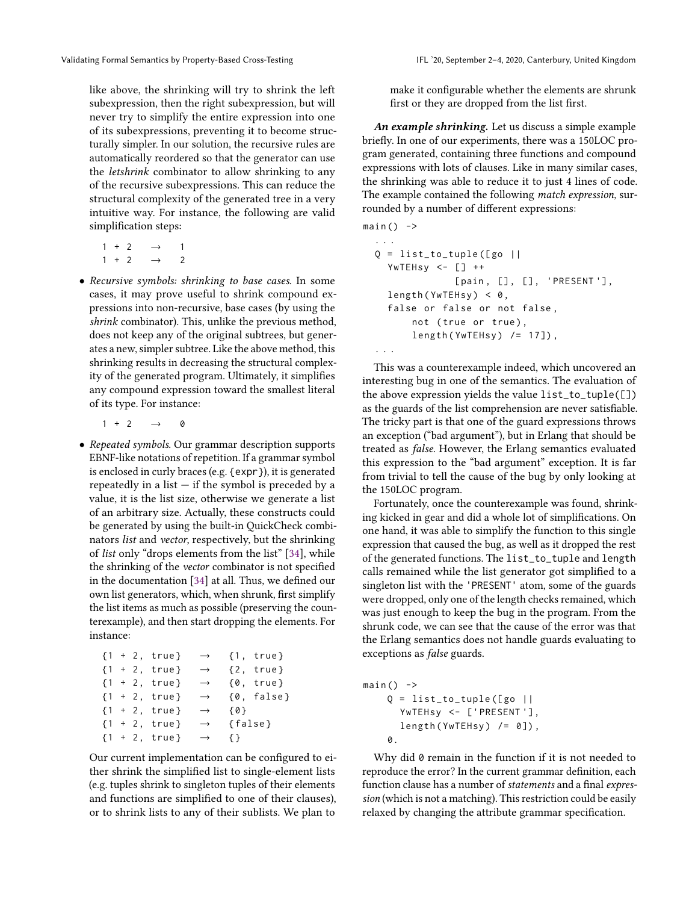like above, the shrinking will try to shrink the left subexpression, then the right subexpression, but will never try to simplify the entire expression into one of its subexpressions, preventing it to become structurally simpler. In our solution, the recursive rules are automatically reordered so that the generator can use the *letshrink* combinator to allow shrinking to any of the recursive subexpressions. This can reduce the structural complexity of the generated tree in a very intuitive way. For instance, the following are valid simplification steps:

```
1 + 2   →   1
1 + 2   →   2
```

- *Recursive symbols: shrinking to base cases*. In some cases, it may prove useful to shrink compound expressions into non-recursive, base cases (by using the *shrink* combinator). This, unlike the previous method, does not keep any of the original subtrees, but generates a new, simpler subtree. Like the above method, this shrinking results in decreasing the structural complexity of the generated program. Ultimately, it simplifies any compound expression toward the smallest literal of its type. For instance:

```
1 + 2   →   0
```

- *Repeated symbols*. Our grammar description supports EBNF-like notations of repetition. If a grammar symbol is enclosed in curly braces (e.g. `{expr}`), it is generated repeatedly in a list — if the symbol is preceded by a value, it is the list size, otherwise we generate a list of an arbitrary size. Actually, these constructs could be generated by using the built-in QuickCheck combinators *list* and *vector*, respectively, but the shrinking of *list* only "drops elements from the list" [34], while the shrinking of the *vector* combinator is not specified in the documentation [34] at all. Thus, we defined our own list generators, which, when shrunk, first simplify the list items as much as possible (preserving the counterexample), and then start dropping the elements. For instance:

```
{1 + 2, true}   →   {1, true}
{1 + 2, true}   →   {2, true}
{1 + 2, true}   →   {0, true}
{1 + 2, true}   →   {0, false}
{1 + 2, true}   →   {0}
{1 + 2, true}   →   {false}
{1 + 2, true}   →   {}
```

Our current implementation can be configured to either shrink the simplified list to single-element lists (e.g. tuples shrink to singleton tuples of their elements and functions are simplified to one of their clauses), or to shrink lists to any of their sublists. We plan to make it configurable whether the elements are shrunk first or they are dropped from the list first.

***An example shrinking.*** Let us discuss a simple example briefly. In one of our experiments, there was a 150LOC program generated, containing three functions and compound expressions with lots of clauses. Like in many similar cases, the shrinking was able to reduce it to just 4 lines of code. The example contained the following *match expression*, surrounded by a number of different expressions:

```
main() ->
  ...
  Q = list_to_tuple([go ||
    YwTEHsy <- [] ++
               [pain, [], [], 'PRESENT'],
    length(YwTEHsy) < 0,
    false or false or not false,
        not (true or true),
        length(YwTEHsy) /= 17]),
  ...
```

This was a counterexample indeed, which uncovered an interesting bug in one of the semantics. The evaluation of the above expression yields the value `list_to_tuple([])` as the guards of the list comprehension are never satisfiable. The tricky part is that one of the guard expressions throws an exception ("bad argument"), but in Erlang that should be treated as *false*. However, the Erlang semantics evaluated this expression to the "bad argument" exception. It is far from trivial to tell the cause of the bug by only looking at the 150LOC program.

Fortunately, once the counterexample was found, shrinking kicked in gear and did a whole lot of simplifications. On one hand, it was able to simplify the function to this single expression that caused the bug, as well as it dropped the rest of the generated functions. The `list_to_tuple` and `length` calls remained while the list generator got simplified to a singleton list with the `'PRESENT'` atom, some of the guards were dropped, only one of the length checks remained, which was just enough to keep the bug in the program. From the shrunk code, we can see that the cause of the error was that the Erlang semantics does not handle guards evaluating to exceptions as *false* guards.

```
main() ->
    Q = list_to_tuple([go ||
      YwTEHsy <- ['PRESENT'],
      length(YwTEHsy) /= 0]),
    0.
```

Why did `0` remain in the function if it is not needed to reproduce the error? In the current grammar definition, each function clause has a number of *statements* and a final *expression* (which is not a matching). This restriction could be easily relaxed by changing the attribute grammar specification.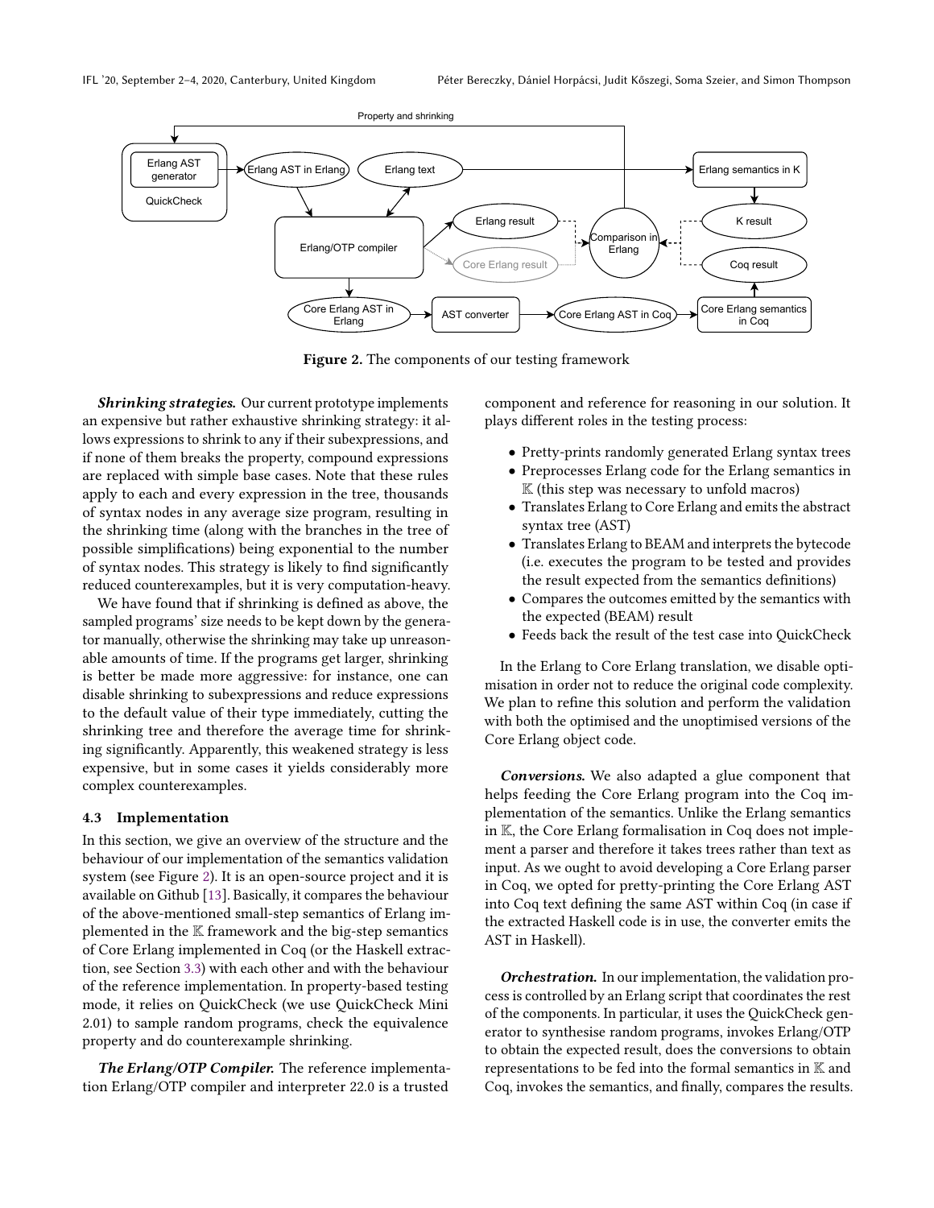**Figure 2.** The components of our testing framework

***Shrinking strategies.*** Our current prototype implements an expensive but rather exhaustive shrinking strategy: it allows expressions to shrink to any if their subexpressions, and if none of them breaks the property, compound expressions are replaced with simple base cases. Note that these rules apply to each and every expression in the tree, thousands of syntax nodes in any average size program, resulting in the shrinking time (along with the branches in the tree of possible simplifications) being exponential to the number of syntax nodes. This strategy is likely to find significantly reduced counterexamples, but it is very computation-heavy.

We have found that if shrinking is defined as above, the sampled programs' size needs to be kept down by the generator manually, otherwise the shrinking may take up unreasonable amounts of time. If the programs get larger, shrinking is better be made more aggressive: for instance, one can disable shrinking to subexpressions and reduce expressions to the default value of their type immediately, cutting the shrinking tree and therefore the average time for shrinking significantly. Apparently, this weakened strategy is less expensive, but in some cases it yields considerably more complex counterexamples.

### 4.3 Implementation

In this section, we give an overview of the structure and the behaviour of our implementation of the semantics validation system (see Figure 2). It is an open-source project and it is available on Github [13]. Basically, it compares the behaviour of the above-mentioned small-step semantics of Erlang implemented in the 𝕂 framework and the big-step semantics of Core Erlang implemented in Coq (or the Haskell extraction, see Section 3.3) with each other and with the behaviour of the reference implementation. In property-based testing mode, it relies on QuickCheck (we use QuickCheck Mini 2.01) to sample random programs, check the equivalence property and do counterexample shrinking.

***The Erlang/OTP Compiler.*** The reference implementation Erlang/OTP compiler and interpreter 22.0 is a trusted component and reference for reasoning in our solution. It plays different roles in the testing process:

- Pretty-prints randomly generated Erlang syntax trees
- Preprocesses Erlang code for the Erlang semantics in 𝕂 (this step was necessary to unfold macros)
- Translates Erlang to Core Erlang and emits the abstract syntax tree (AST)
- Translates Erlang to BEAM and interprets the bytecode (i.e. executes the program to be tested and provides the result expected from the semantics definitions)
- Compares the outcomes emitted by the semantics with the expected (BEAM) result
- Feeds back the result of the test case into QuickCheck

In the Erlang to Core Erlang translation, we disable optimisation in order not to reduce the original code complexity. We plan to refine this solution and perform the validation with both the optimised and the unoptimised versions of the Core Erlang object code.

***Conversions.*** We also adapted a glue component that helps feeding the Core Erlang program into the Coq implementation of the semantics. Unlike the Erlang semantics in 𝕂, the Core Erlang formalisation in Coq does not implement a parser and therefore it takes trees rather than text as input. As we ought to avoid developing a Core Erlang parser in Coq, we opted for pretty-printing the Core Erlang AST into Coq text defining the same AST within Coq (in case if the extracted Haskell code is in use, the converter emits the AST in Haskell).

***Orchestration.*** In our implementation, the validation process is controlled by an Erlang script that coordinates the rest of the components. In particular, it uses the QuickCheck generator to synthesise random programs, invokes Erlang/OTP to obtain the expected result, does the conversions to obtain representations to be fed into the formal semantics in 𝕂 and Coq, invokes the semantics, and finally, compares the results.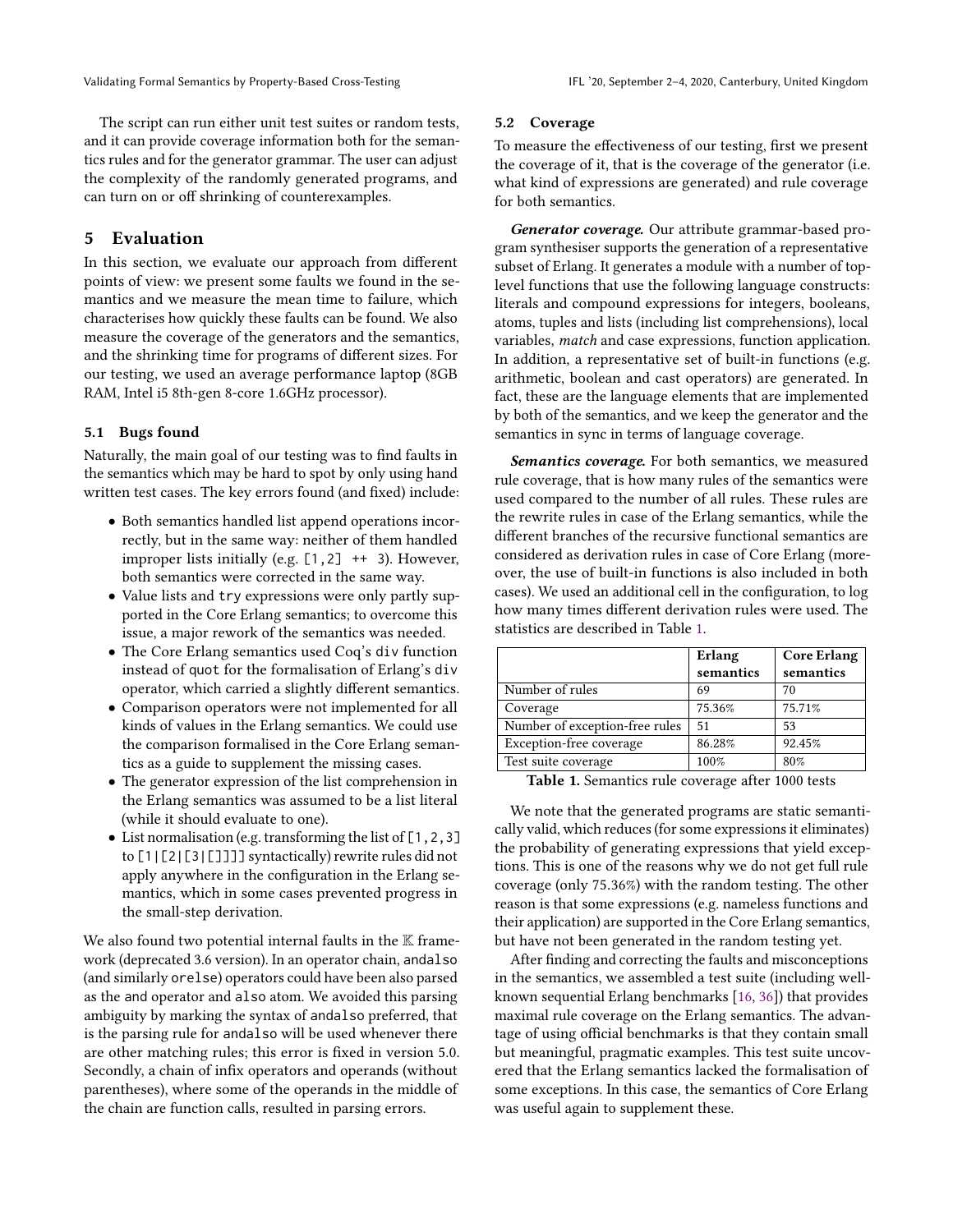The script can run either unit test suites or random tests, and it can provide coverage information both for the semantics rules and for the generator grammar. The user can adjust the complexity of the randomly generated programs, and can turn on or off shrinking of counterexamples.

# 5 Evaluation

In this section, we evaluate our approach from different points of view: we present some faults we found in the semantics and we measure the mean time to failure, which characterises how quickly these faults can be found. We also measure the coverage of the generators and the semantics, and the shrinking time for programs of different sizes. For our testing, we used an average performance laptop (8GB RAM, Intel i5 8th-gen 8-core 1.6GHz processor).

## 5.1 Bugs found

Naturally, the main goal of our testing was to find faults in the semantics which may be hard to spot by only using hand written test cases. The key errors found (and fixed) include:

- Both semantics handled list append operations incorrectly, but in the same way: neither of them handled improper lists initially (e.g. `[1,2] ++ 3`). However, both semantics were corrected in the same way.
- Value lists and `try` expressions were only partly supported in the Core Erlang semantics; to overcome this issue, a major rework of the semantics was needed.
- The Core Erlang semantics used Coq's `div` function instead of `quot` for the formalisation of Erlang's `div` operator, which carried a slightly different semantics.
- Comparison operators were not implemented for all kinds of values in the Erlang semantics. We could use the comparison formalised in the Core Erlang semantics as a guide to supplement the missing cases.
- The generator expression of the list comprehension in the Erlang semantics was assumed to be a list literal (while it should evaluate to one).
- List normalisation (e.g. transforming the list of `[1,2,3]` to `[1|[2|[3|[]]]]` syntactically) rewrite rules did not apply anywhere in the configuration in the Erlang semantics, which in some cases prevented progress in the small-step derivation.

We also found two potential internal faults in the $\mathbb{K}$ framework (deprecated 3.6 version). In an operator chain, `andalso` (and similarly `orelse`) operators could have been also parsed as the `and` operator and `also` atom. We avoided this parsing ambiguity by marking the syntax of `andalso` preferred, that is the parsing rule for `andalso` will be used whenever there are other matching rules; this error is fixed in version 5.0. Secondly, a chain of infix operators and operands (without parentheses), where some of the operands in the middle of the chain are function calls, resulted in parsing errors.

## 5.2 Coverage

To measure the effectiveness of our testing, first we present the coverage of it, that is the coverage of the generator (i.e. what kind of expressions are generated) and rule coverage for both semantics.

***Generator coverage.*** Our attribute grammar-based program synthesiser supports the generation of a representative subset of Erlang. It generates a module with a number of top-level functions that use the following language constructs: literals and compound expressions for integers, booleans, atoms, tuples and lists (including list comprehensions), local variables, *match* and case expressions, function application. In addition, a representative set of built-in functions (e.g. arithmetic, boolean and cast operators) are generated. In fact, these are the language elements that are implemented by both of the semantics, and we keep the generator and the semantics in sync in terms of language coverage.

***Semantics coverage.*** For both semantics, we measured rule coverage, that is how many rules of the semantics were used compared to the number of all rules. These rules are the rewrite rules in case of the Erlang semantics, while the different branches of the recursive functional semantics are considered as derivation rules in case of Core Erlang (moreover, the use of built-in functions is also included in both cases). We used an additional cell in the configuration, to log how many times different derivation rules were used. The statistics are described in Table 1.

| | **Erlang semantics** | **Core Erlang semantics** |
|---|---|---|
| Number of rules | 69 | 70 |
| Coverage | 75.36% | 75.71% |
| Number of exception-free rules | 51 | 53 |
| Exception-free coverage | 86.28% | 92.45% |
| Test suite coverage | 100% | 80% |

**Table 1.** Semantics rule coverage after 1000 tests

We note that the generated programs are static semantically valid, which reduces (for some expressions it eliminates) the probability of generating expressions that yield exceptions. This is one of the reasons why we do not get full rule coverage (only 75.36%) with the random testing. The other reason is that some expressions (e.g. nameless functions and their application) are supported in the Core Erlang semantics, but have not been generated in the random testing yet.

After finding and correcting the faults and misconceptions in the semantics, we assembled a test suite (including well-known sequential Erlang benchmarks [16, 36]) that provides maximal rule coverage on the Erlang semantics. The advantage of using official benchmarks is that they contain small but meaningful, pragmatic examples. This test suite uncovered that the Erlang semantics lacked the formalisation of some exceptions. In this case, the semantics of Core Erlang was useful again to supplement these.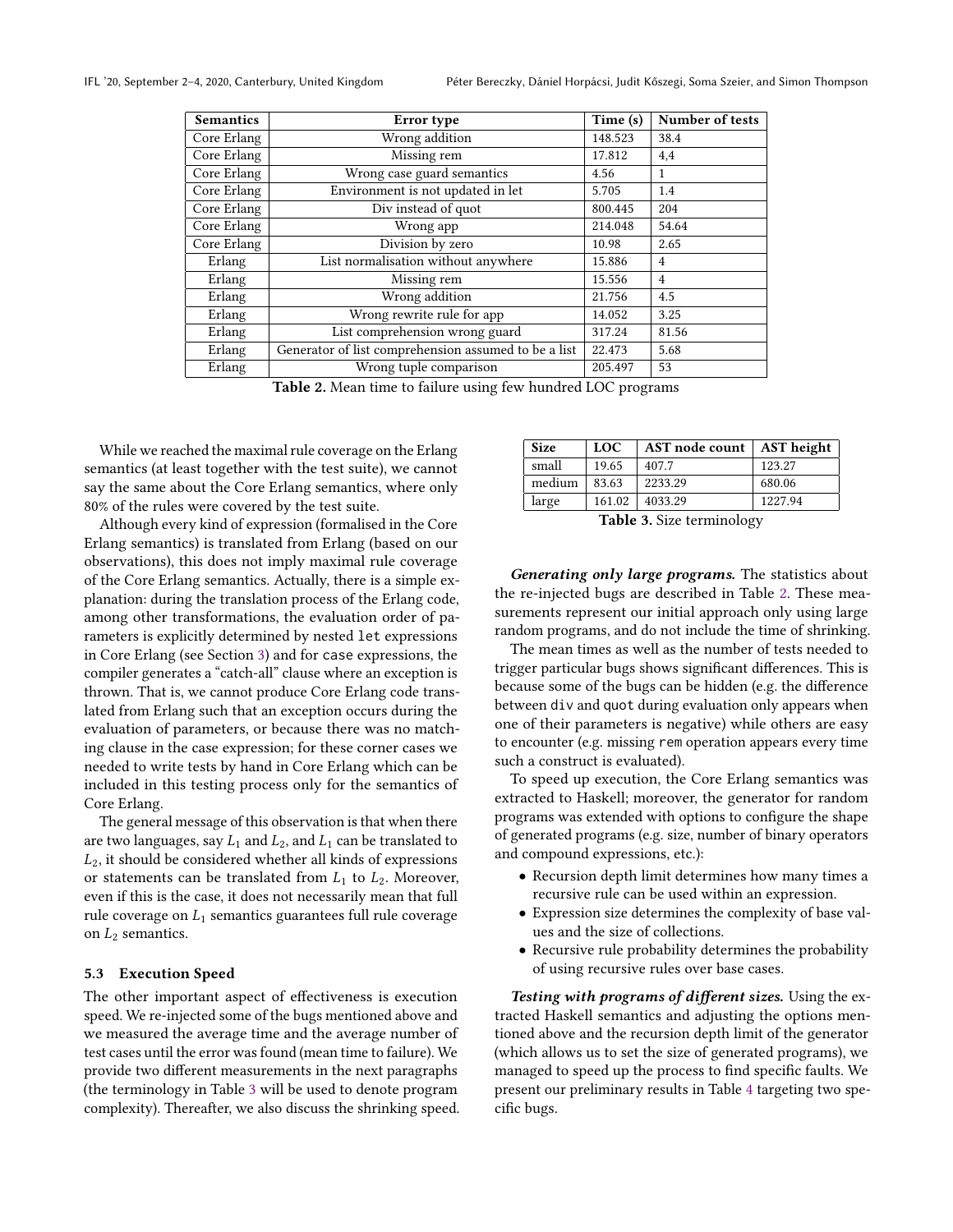| Semantics | Error type | Time (s) | Number of tests |
|---|---|---|---|
| Core Erlang | Wrong addition | 148.523 | 38.4 |
| Core Erlang | Missing rem | 17.812 | 4,4 |
| Core Erlang | Wrong case guard semantics | 4.56 | 1 |
| Core Erlang | Environment is not updated in let | 5.705 | 1.4 |
| Core Erlang | Div instead of quot | 800.445 | 204 |
| Core Erlang | Wrong app | 214.048 | 54.64 |
| Core Erlang | Division by zero | 10.98 | 2.65 |
| Erlang | List normalisation without anywhere | 15.886 | 4 |
| Erlang | Missing rem | 15.556 | 4 |
| Erlang | Wrong addition | 21.756 | 4.5 |
| Erlang | Wrong rewrite rule for app | 14.052 | 3.25 |
| Erlang | List comprehension wrong guard | 317.24 | 81.56 |
| Erlang | Generator of list comprehension assumed to be a list | 22.473 | 5.68 |
| Erlang | Wrong tuple comparison | 205.497 | 53 |

**Table 2.** Mean time to failure using few hundred LOC programs

While we reached the maximal rule coverage on the Erlang semantics (at least together with the test suite), we cannot say the same about the Core Erlang semantics, where only 80% of the rules were covered by the test suite.

Although every kind of expression (formalised in the Core Erlang semantics) is translated from Erlang (based on our observations), this does not imply maximal rule coverage of the Core Erlang semantics. Actually, there is a simple explanation: during the translation process of the Erlang code, among other transformations, the evaluation order of parameters is explicitly determined by nested `let` expressions in Core Erlang (see Section 3) and for `case` expressions, the compiler generates a "catch-all" clause where an exception is thrown. That is, we cannot produce Core Erlang code translated from Erlang such that an exception occurs during the evaluation of parameters, or because there was no matching clause in the case expression; for these corner cases we needed to write tests by hand in Core Erlang which can be included in this testing process only for the semantics of Core Erlang.

The general message of this observation is that when there are two languages, say $L_1$ and $L_2$, and $L_1$ can be translated to $L_2$, it should be considered whether all kinds of expressions or statements can be translated from $L_1$ to $L_2$. Moreover, even if this is the case, it does not necessarily mean that full rule coverage on $L_1$ semantics guarantees full rule coverage on $L_2$ semantics.

### 5.3 Execution Speed

The other important aspect of effectiveness is execution speed. We re-injected some of the bugs mentioned above and we measured the average time and the average number of test cases until the error was found (mean time to failure). We provide two different measurements in the next paragraphs (the terminology in Table 3 will be used to denote program complexity). Thereafter, we also discuss the shrinking speed.

| Size | LOC | AST node count | AST height |
|---|---|---|---|
| small | 19.65 | 407.7 | 123.27 |
| medium | 83.63 | 2233.29 | 680.06 |
| large | 161.02 | 4033.29 | 1227.94 |

**Table 3.** Size terminology

***Generating only large programs.*** The statistics about the re-injected bugs are described in Table 2. These measurements represent our initial approach only using large random programs, and do not include the time of shrinking.

The mean times as well as the number of tests needed to trigger particular bugs shows significant differences. This is because some of the bugs can be hidden (e.g. the difference between `div` and `quot` during evaluation only appears when one of their parameters is negative) while others are easy to encounter (e.g. missing `rem` operation appears every time such a construct is evaluated).

To speed up execution, the Core Erlang semantics was extracted to Haskell; moreover, the generator for random programs was extended with options to configure the shape of generated programs (e.g. size, number of binary operators and compound expressions, etc.):

- Recursion depth limit determines how many times a recursive rule can be used within an expression.
- Expression size determines the complexity of base values and the size of collections.
- Recursive rule probability determines the probability of using recursive rules over base cases.

***Testing with programs of different sizes.*** Using the extracted Haskell semantics and adjusting the options mentioned above and the recursion depth limit of the generator (which allows us to set the size of generated programs), we managed to speed up the process to find specific faults. We present our preliminary results in Table 4 targeting two specific bugs.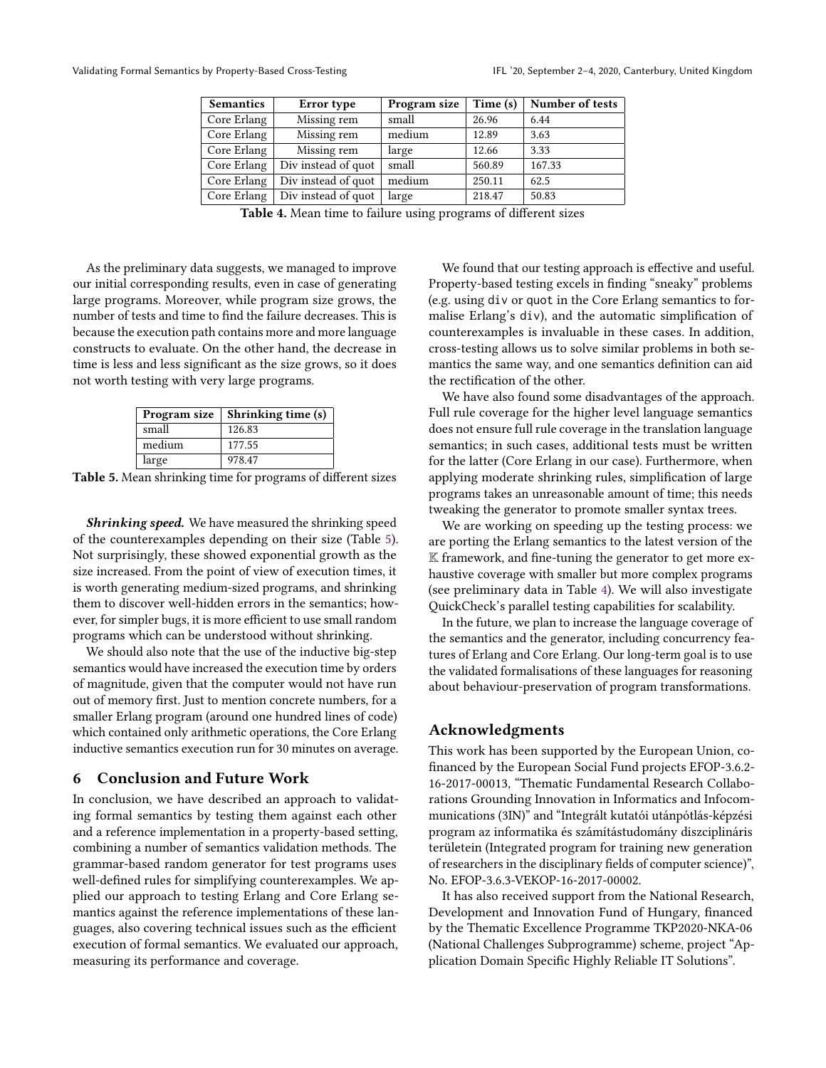| Semantics | Error type | Program size | Time (s) | Number of tests |
|---|---|---|---|---|
| Core Erlang | Missing rem | small | 26.96 | 6.44 |
| Core Erlang | Missing rem | medium | 12.89 | 3.63 |
| Core Erlang | Missing rem | large | 12.66 | 3.33 |
| Core Erlang | Div instead of quot | small | 560.89 | 167.33 |
| Core Erlang | Div instead of quot | medium | 250.11 | 62.5 |
| Core Erlang | Div instead of quot | large | 218.47 | 50.83 |

**Table 4.** Mean time to failure using programs of different sizes

As the preliminary data suggests, we managed to improve our initial corresponding results, even in case of generating large programs. Moreover, while program size grows, the number of tests and time to find the failure decreases. This is because the execution path contains more and more language constructs to evaluate. On the other hand, the decrease in time is less and less significant as the size grows, so it does not worth testing with very large programs.

| Program size | Shrinking time (s) |
|---|---|
| small | 126.83 |
| medium | 177.55 |
| large | 978.47 |

**Table 5.** Mean shrinking time for programs of different sizes

***Shrinking speed.*** We have measured the shrinking speed of the counterexamples depending on their size (Table 5). Not surprisingly, these showed exponential growth as the size increased. From the point of view of execution times, it is worth generating medium-sized programs, and shrinking them to discover well-hidden errors in the semantics; however, for simpler bugs, it is more efficient to use small random programs which can be understood without shrinking.

We should also note that the use of the inductive big-step semantics would have increased the execution time by orders of magnitude, given that the computer would not have run out of memory first. Just to mention concrete numbers, for a smaller Erlang program (around one hundred lines of code) which contained only arithmetic operations, the Core Erlang inductive semantics execution run for 30 minutes on average.

## 6 Conclusion and Future Work

In conclusion, we have described an approach to validating formal semantics by testing them against each other and a reference implementation in a property-based setting, combining a number of semantics validation methods. The grammar-based random generator for test programs uses well-defined rules for simplifying counterexamples. We applied our approach to testing Erlang and Core Erlang semantics against the reference implementations of these languages, also covering technical issues such as the efficient execution of formal semantics. We evaluated our approach, measuring its performance and coverage.

We found that our testing approach is effective and useful. Property-based testing excels in finding "sneaky" problems (e.g. using `div` or `quot` in the Core Erlang semantics to formalise Erlang's `div`), and the automatic simplification of counterexamples is invaluable in these cases. In addition, cross-testing allows us to solve similar problems in both semantics the same way, and one semantics definition can aid the rectification of the other.

We have also found some disadvantages of the approach. Full rule coverage for the higher level language semantics does not ensure full rule coverage in the translation language semantics; in such cases, additional tests must be written for the latter (Core Erlang in our case). Furthermore, when applying moderate shrinking rules, simplification of large programs takes an unreasonable amount of time; this needs tweaking the generator to promote smaller syntax trees.

We are working on speeding up the testing process: we are porting the Erlang semantics to the latest version of the $\mathbb{K}$ framework, and fine-tuning the generator to get more exhaustive coverage with smaller but more complex programs (see preliminary data in Table 4). We will also investigate QuickCheck's parallel testing capabilities for scalability.

In the future, we plan to increase the language coverage of the semantics and the generator, including concurrency features of Erlang and Core Erlang. Our long-term goal is to use the validated formalisations of these languages for reasoning about behaviour-preservation of program transformations.

## Acknowledgments

This work has been supported by the European Union, co-financed by the European Social Fund projects EFOP-3.6.2-16-2017-00013, "Thematic Fundamental Research Collaborations Grounding Innovation in Informatics and Infocommunications (3IN)" and "Integrált kutatói utánpótlás-képzési program az informatika és számítástudomány diszciplináris területein (Integrated program for training new generation of researchers in the disciplinary fields of computer science)", No. EFOP-3.6.3-VEKOP-16-2017-00002.

It has also received support from the National Research, Development and Innovation Fund of Hungary, financed by the Thematic Excellence Programme TKP2020-NKA-06 (National Challenges Subprogramme) scheme, project "Application Domain Specific Highly Reliable IT Solutions".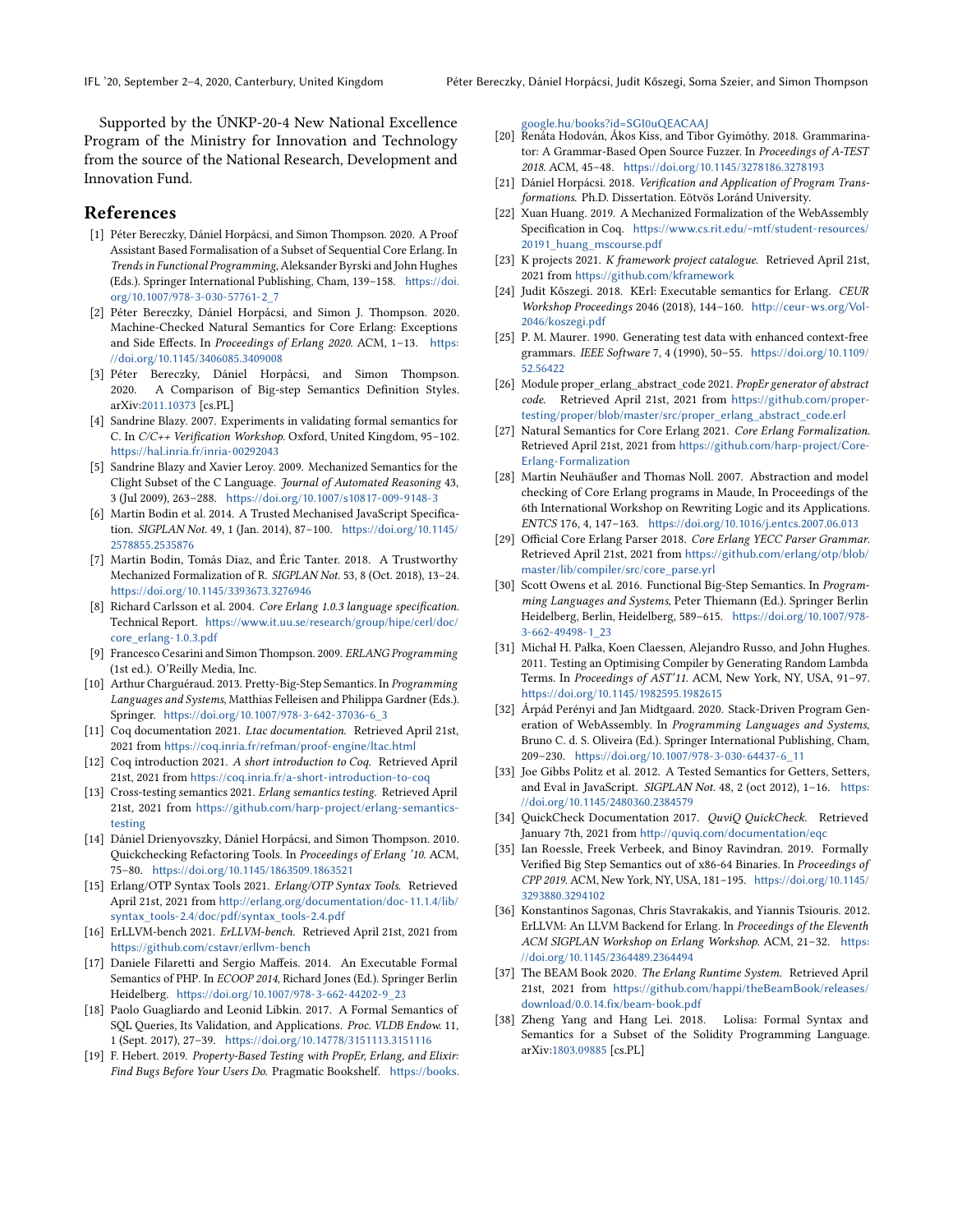Supported by the ÚNKP-20-4 New National Excellence Program of the Ministry for Innovation and Technology from the source of the National Research, Development and Innovation Fund.

## References

[1] Péter Bereczky, Dániel Horpácsi, and Simon Thompson. 2020. A Proof Assistant Based Formalisation of a Subset of Sequential Core Erlang. In *Trends in Functional Programming*, Aleksander Byrski and John Hughes (Eds.). Springer International Publishing, Cham, 139–158. https://doi.org/10.1007/978-3-030-57761-2_7

[2] Péter Bereczky, Dániel Horpácsi, and Simon J. Thompson. 2020. Machine-Checked Natural Semantics for Core Erlang: Exceptions and Side Effects. In *Proceedings of Erlang 2020*. ACM, 1–13. https://doi.org/10.1145/3406085.3409008

[3] Péter Bereczky, Dániel Horpácsi, and Simon Thompson. 2020. A Comparison of Big-step Semantics Definition Styles. arXiv:2011.10373 [cs.PL]

[4] Sandrine Blazy. 2007. Experiments in validating formal semantics for C. In *C/C++ Verification Workshop*. Oxford, United Kingdom, 95–102. https://hal.inria.fr/inria-00292043

[5] Sandrine Blazy and Xavier Leroy. 2009. Mechanized Semantics for the Clight Subset of the C Language. *Journal of Automated Reasoning* 43, 3 (Jul 2009), 263–288. https://doi.org/10.1007/s10817-009-9148-3

[6] Martin Bodin et al. 2014. A Trusted Mechanised JavaScript Specification. *SIGPLAN Not.* 49, 1 (Jan. 2014), 87–100. https://doi.org/10.1145/2578855.2535876

[7] Martin Bodin, Tomás Diaz, and Éric Tanter. 2018. A Trustworthy Mechanized Formalization of R. *SIGPLAN Not.* 53, 8 (Oct. 2018), 13–24. https://doi.org/10.1145/3393673.3276946

[8] Richard Carlsson et al. 2004. *Core Erlang 1.0.3 language specification*. Technical Report. https://www.it.uu.se/research/group/hipe/cerl/doc/core_erlang-1.0.3.pdf

[9] Francesco Cesarini and Simon Thompson. 2009. *ERLANG Programming* (1st ed.). O'Reilly Media, Inc.

[10] Arthur Charguéraud. 2013. Pretty-Big-Step Semantics. In *Programming Languages and Systems*, Matthias Felleisen and Philippa Gardner (Eds.). Springer. https://doi.org/10.1007/978-3-642-37036-6_3

[11] Coq documentation 2021. *Ltac documentation*. Retrieved April 21st, 2021 from https://coq.inria.fr/refman/proof-engine/ltac.html

[12] Coq introduction 2021. *A short introduction to Coq*. Retrieved April 21st, 2021 from https://coq.inria.fr/a-short-introduction-to-coq

[13] Cross-testing semantics 2021. *Erlang semantics testing*. Retrieved April 21st, 2021 from https://github.com/harp-project/erlang-semantics-testing

[14] Dániel Drienyovszky, Dániel Horpácsi, and Simon Thompson. 2010. Quickchecking Refactoring Tools. In *Proceedings of Erlang '10*. ACM, 75–80. https://doi.org/10.1145/1863509.1863521

[15] Erlang/OTP Syntax Tools 2021. *Erlang/OTP Syntax Tools*. Retrieved April 21st, 2021 from http://erlang.org/documentation/doc-11.1.4/lib/syntax_tools-2.4/doc/pdf/syntax_tools-2.4.pdf

[16] ErLLVM-bench 2021. *ErLLVM-bench*. Retrieved April 21st, 2021 from https://github.com/cstavr/erllvm-bench

[17] Daniele Filaretti and Sergio Maffeis. 2014. An Executable Formal Semantics of PHP. In *ECOOP 2014*, Richard Jones (Ed.). Springer Berlin Heidelberg. https://doi.org/10.1007/978-3-662-44202-9_23

[18] Paolo Guagliardo and Leonid Libkin. 2017. A Formal Semantics of SQL Queries, Its Validation, and Applications. *Proc. VLDB Endow.* 11, 1 (Sept. 2017), 27–39. https://doi.org/10.14778/3151113.3151116

[19] F. Hebert. 2019. *Property-Based Testing with PropEr, Erlang, and Elixir: Find Bugs Before Your Users Do*. Pragmatic Bookshelf. https://books.google.hu/books?id=SGI0uQEACAAJ

[20] Renáta Hodován, Ákos Kiss, and Tibor Gyimóthy. 2018. Grammarinator: A Grammar-Based Open Source Fuzzer. In *Proceedings of A-TEST 2018*. ACM, 45–48. https://doi.org/10.1145/3278186.3278193

[21] Dániel Horpácsi. 2018. *Verification and Application of Program Transformations*. Ph.D. Dissertation. Eötvös Loránd University.

[22] Xuan Huang. 2019. A Mechanized Formalization of the WebAssembly Specification in Coq. https://www.cs.rit.edu/~mtf/student-resources/20191_huang_mscourse.pdf

[23] K projects 2021. *K framework project catalogue*. Retrieved April 21st, 2021 from https://github.com/kframework

[24] Judit Kőszegi. 2018. KErl: Executable semantics for Erlang. *CEUR Workshop Proceedings* 2046 (2018), 144–160. http://ceur-ws.org/Vol-2046/koszegi.pdf

[25] P. M. Maurer. 1990. Generating test data with enhanced context-free grammars. *IEEE Software* 7, 4 (1990), 50–55. https://doi.org/10.1109/52.56422

[26] Module proper_erlang_abstract_code 2021. *PropEr generator of abstract code*. Retrieved April 21st, 2021 from https://github.com/proper-testing/proper/blob/master/src/proper_erlang_abstract_code.erl

[27] Natural Semantics for Core Erlang 2021. *Core Erlang Formalization*. Retrieved April 21st, 2021 from https://github.com/harp-project/Core-Erlang-Formalization

[28] Martin Neuhäußer and Thomas Noll. 2007. Abstraction and model checking of Core Erlang programs in Maude, In Proceedings of the 6th International Workshop on Rewriting Logic and its Applications. *ENTCS* 176, 4, 147–163. https://doi.org/10.1016/j.entcs.2007.06.013

[29] Official Core Erlang Parser 2018. *Core Erlang YECC Parser Grammar*. Retrieved April 21st, 2021 from https://github.com/erlang/otp/blob/master/lib/compiler/src/core_parse.yrl

[30] Scott Owens et al. 2016. Functional Big-Step Semantics. In *Programming Languages and Systems*, Peter Thiemann (Ed.). Springer Berlin Heidelberg, Berlin, Heidelberg, 589–615. https://doi.org/10.1007/978-3-662-49498-1_23

[31] Michał H. Pałka, Koen Claessen, Alejandro Russo, and John Hughes. 2011. Testing an Optimising Compiler by Generating Random Lambda Terms. In *Proceedings of AST'11*. ACM, New York, NY, USA, 91–97. https://doi.org/10.1145/1982595.1982615

[32] Árpád Perényi and Jan Midtgaard. 2020. Stack-Driven Program Generation of WebAssembly. In *Programming Languages and Systems*, Bruno C. d. S. Oliveira (Ed.). Springer International Publishing, Cham, 209–230. https://doi.org/10.1007/978-3-030-64437-6_11

[33] Joe Gibbs Politz et al. 2012. A Tested Semantics for Getters, Setters, and Eval in JavaScript. *SIGPLAN Not.* 48, 2 (oct 2012), 1–16. https://doi.org/10.1145/2480360.2384579

[34] QuickCheck Documentation 2017. *QuviQ QuickCheck*. Retrieved January 7th, 2021 from http://quviq.com/documentation/eqc

[35] Ian Roessle, Freek Verbeek, and Binoy Ravindran. 2019. Formally Verified Big Step Semantics out of x86-64 Binaries. In *Proceedings of CPP 2019*. ACM, New York, NY, USA, 181–195. https://doi.org/10.1145/3293880.3294102

[36] Konstantinos Sagonas, Chris Stavrakakis, and Yiannis Tsiouris. 2012. ErLLVM: An LLVM Backend for Erlang. In *Proceedings of the Eleventh ACM SIGPLAN Workshop on Erlang Workshop*. ACM, 21–32. https://doi.org/10.1145/2364489.2364494

[37] The BEAM Book 2020. *The Erlang Runtime System*. Retrieved April 21st, 2021 from https://github.com/happi/theBeamBook/releases/download/0.0.14.fix/beam-book.pdf

[38] Zheng Yang and Hang Lei. 2018. Lolisa: Formal Syntax and Semantics for a Subset of the Solidity Programming Language. arXiv:1803.09885 [cs.PL]